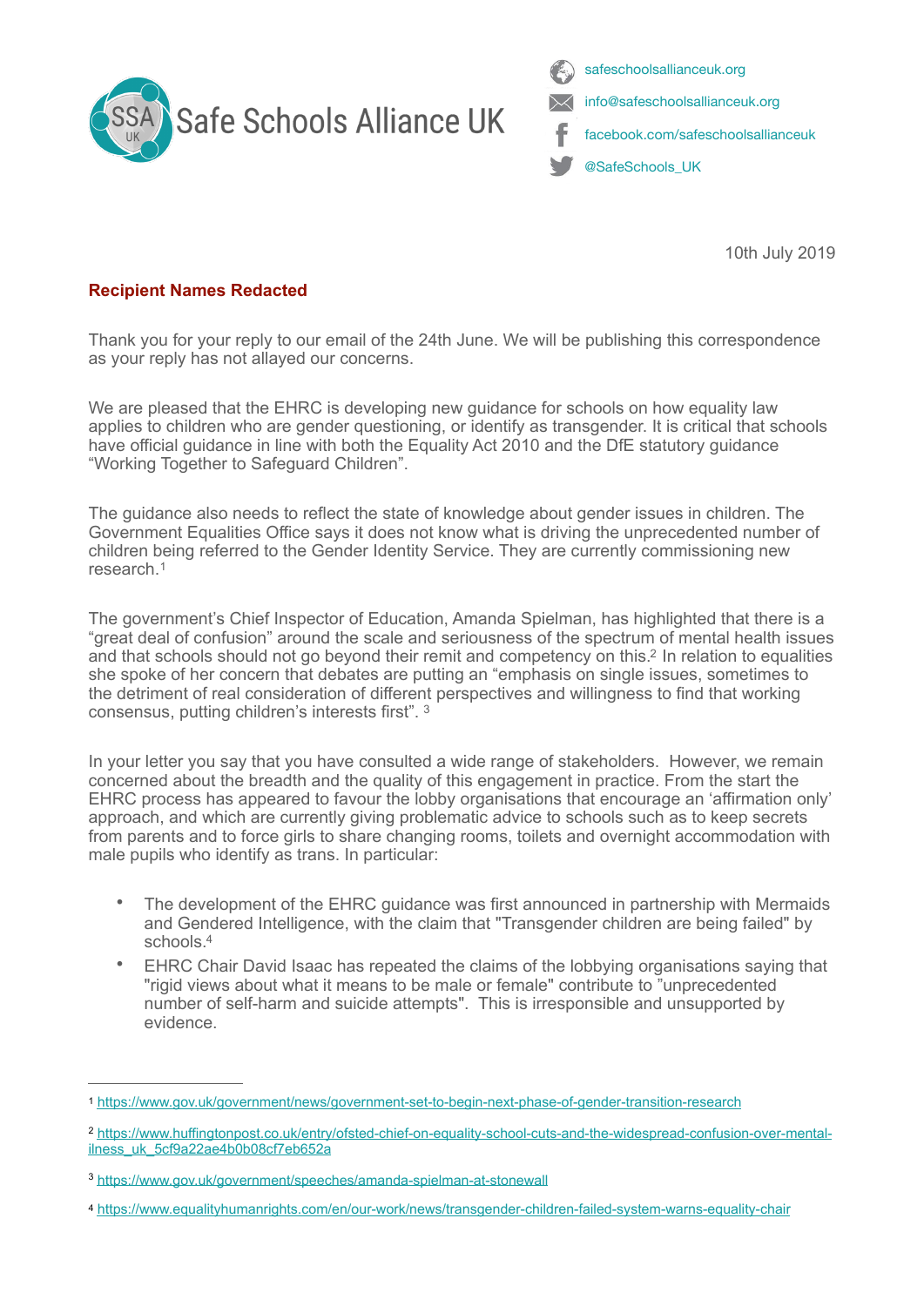Safe Schools Alliance UK

safeschoolsallianceuk.org
info@safeschoolsallianceuk.org
facebook.com/safeschoolsallianceuk
@SafeSchools_UK

10th July 2019

**Recipient Names Redacted**

Thank you for your reply to our email of the 24th June. We will be publishing this correspondence as your reply has not allayed our concerns.

We are pleased that the EHRC is developing new guidance for schools on how equality law applies to children who are gender questioning, or identify as transgender. It is critical that schools have official guidance in line with both the Equality Act 2010 and the DfE statutory guidance "Working Together to Safeguard Children".

The guidance also needs to reflect the state of knowledge about gender issues in children. The Government Equalities Office says it does not know what is driving the unprecedented number of children being referred to the Gender Identity Service. They are currently commissioning new research.[1]

The government's Chief Inspector of Education, Amanda Spielman, has highlighted that there is a "great deal of confusion" around the scale and seriousness of the spectrum of mental health issues and that schools should not go beyond their remit and competency on this.[2] In relation to equalities she spoke of her concern that debates are putting an "emphasis on single issues, sometimes to the detriment of real consideration of different perspectives and willingness to find that working consensus, putting children's interests first". [3]

In your letter you say that you have consulted a wide range of stakeholders. However, we remain concerned about the breadth and the quality of this engagement in practice. From the start the EHRC process has appeared to favour the lobby organisations that encourage an 'affirmation only' approach, and which are currently giving problematic advice to schools such as to keep secrets from parents and to force girls to share changing rooms, toilets and overnight accommodation with male pupils who identify as trans. In particular:

- The development of the EHRC guidance was first announced in partnership with Mermaids and Gendered Intelligence, with the claim that "Transgender children are being failed" by schools.[4]
- EHRC Chair David Isaac has repeated the claims of the lobbying organisations saying that "rigid views about what it means to be male or female" contribute to "unprecedented number of self-harm and suicide attempts". This is irresponsible and unsupported by evidence.

---

[1] https://www.gov.uk/government/news/government-set-to-begin-next-phase-of-gender-transition-research

[2] https://www.huffingtonpost.co.uk/entry/ofsted-chief-on-equality-school-cuts-and-the-widespread-confusion-over-mental-ilness_uk_5cf9a22ae4b0b08cf7eb652a

[3] https://www.gov.uk/government/speeches/amanda-spielman-at-stonewall

[4] https://www.equalityhumanrights.com/en/our-work/news/transgender-children-failed-system-warns-equality-chair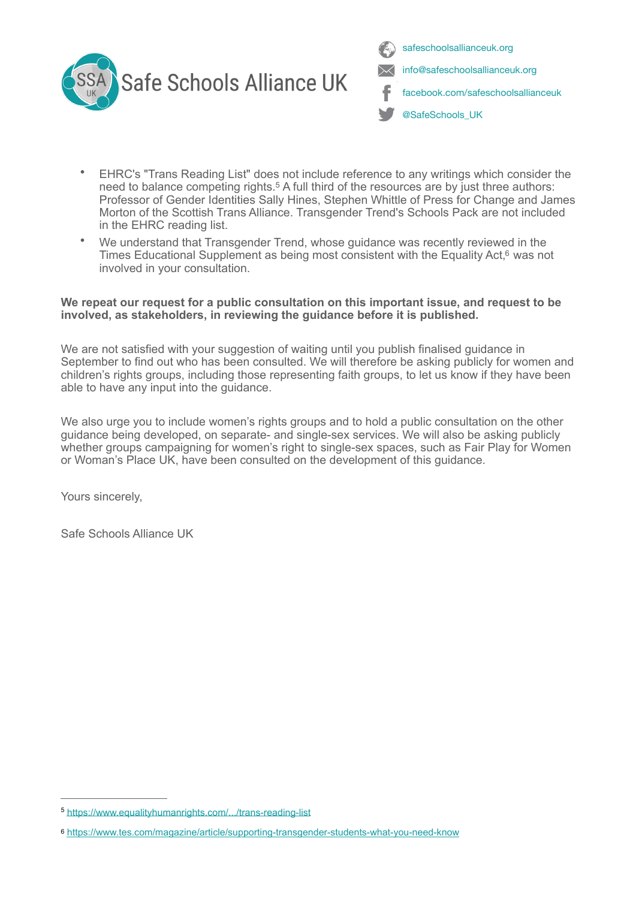- EHRC's "Trans Reading List" does not include reference to any writings which consider the need to balance competing rights.[5] A full third of the resources are by just three authors: Professor of Gender Identities Sally Hines, Stephen Whittle of Press for Change and James Morton of the Scottish Trans Alliance. Transgender Trend's Schools Pack are not included in the EHRC reading list.
- We understand that Transgender Trend, whose guidance was recently reviewed in the Times Educational Supplement as being most consistent with the Equality Act,[6] was not involved in your consultation.

**We repeat our request for a public consultation on this important issue, and request to be involved, as stakeholders, in reviewing the guidance before it is published.**

We are not satisfied with your suggestion of waiting until you publish finalised guidance in September to find out who has been consulted. We will therefore be asking publicly for women and children's rights groups, including those representing faith groups, to let us know if they have been able to have any input into the guidance.

We also urge you to include women's rights groups and to hold a public consultation on the other guidance being developed, on separate- and single-sex services. We will also be asking publicly whether groups campaigning for women's right to single-sex spaces, such as Fair Play for Women or Woman's Place UK, have been consulted on the development of this guidance.

Yours sincerely,

Safe Schools Alliance UK

---

[5] https://www.equalityhumanrights.com/.../trans-reading-list

[6] https://www.tes.com/magazine/article/supporting-transgender-students-what-you-need-know